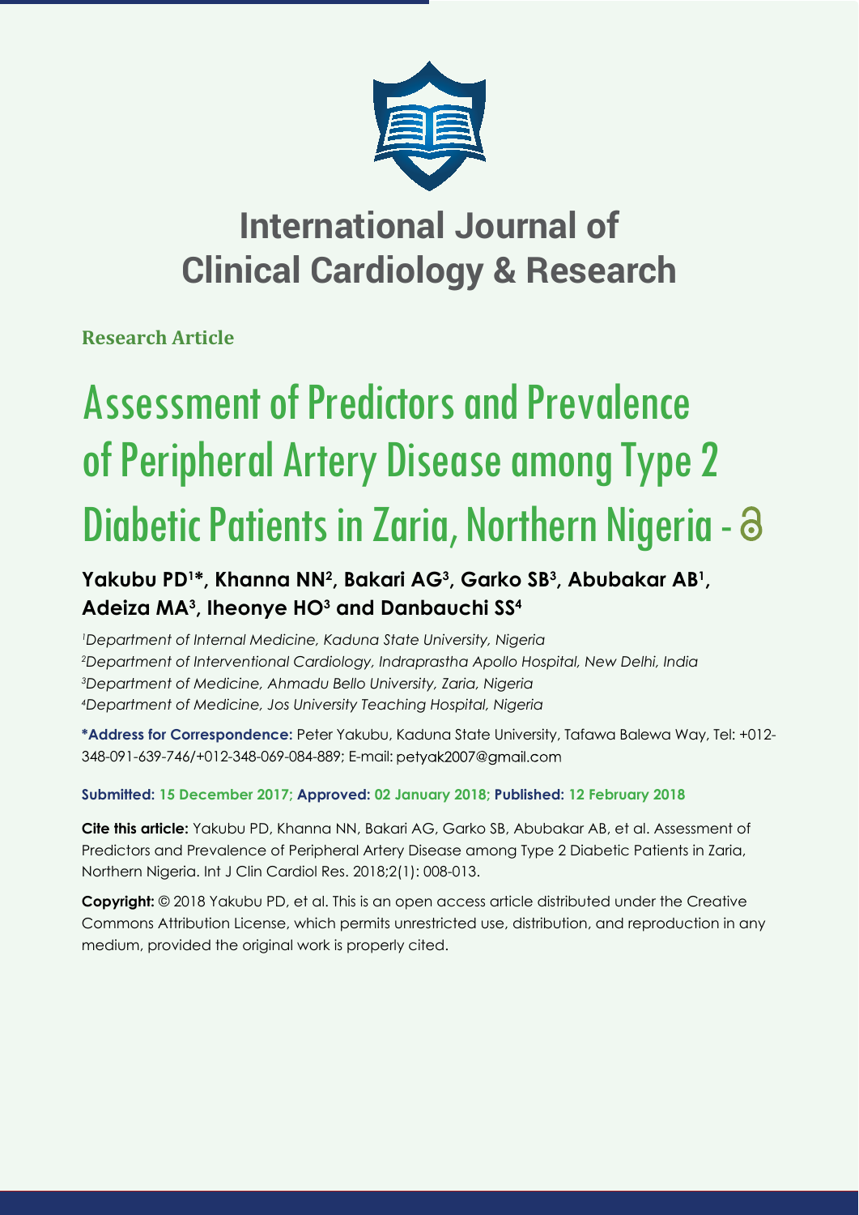# International Journal of Clinical Cardiology & Research

**Research Article**

# Assessment of Predictors and Prevalence of Peripheral Artery Disease among Type 2 Diabetic Patients in Zaria, Northern Nigeria

**Yakubu PD[1]*, Khanna NN[2], Bakari AG[3], Garko SB[3], Abubakar AB[1], Adeiza MA[3], Iheonye HO[3] and Danbauchi SS[4]**

[1]*Department of Internal Medicine, Kaduna State University, Nigeria*
[2]*Department of Interventional Cardiology, Indraprastha Apollo Hospital, New Delhi, India*
[3]*Department of Medicine, Ahmadu Bello University, Zaria, Nigeria*
[4]*Department of Medicine, Jos University Teaching Hospital, Nigeria*

**\*Address for Correspondence:** Peter Yakubu, Kaduna State University, Tafawa Balewa Way, Tel: +012-348-091-639-746/+012-348-069-084-889; E-mail: petyak2007@gmail.com

**Submitted: 15 December 2017; Approved: 02 January 2018; Published: 12 February 2018**

**Cite this article:** Yakubu PD, Khanna NN, Bakari AG, Garko SB, Abubakar AB, et al. Assessment of Predictors and Prevalence of Peripheral Artery Disease among Type 2 Diabetic Patients in Zaria, Northern Nigeria. Int J Clin Cardiol Res. 2018;2(1): 008-013.

**Copyright:** © 2018 Yakubu PD, et al. This is an open access article distributed under the Creative Commons Attribution License, which permits unrestricted use, distribution, and reproduction in any medium, provided the original work is properly cited.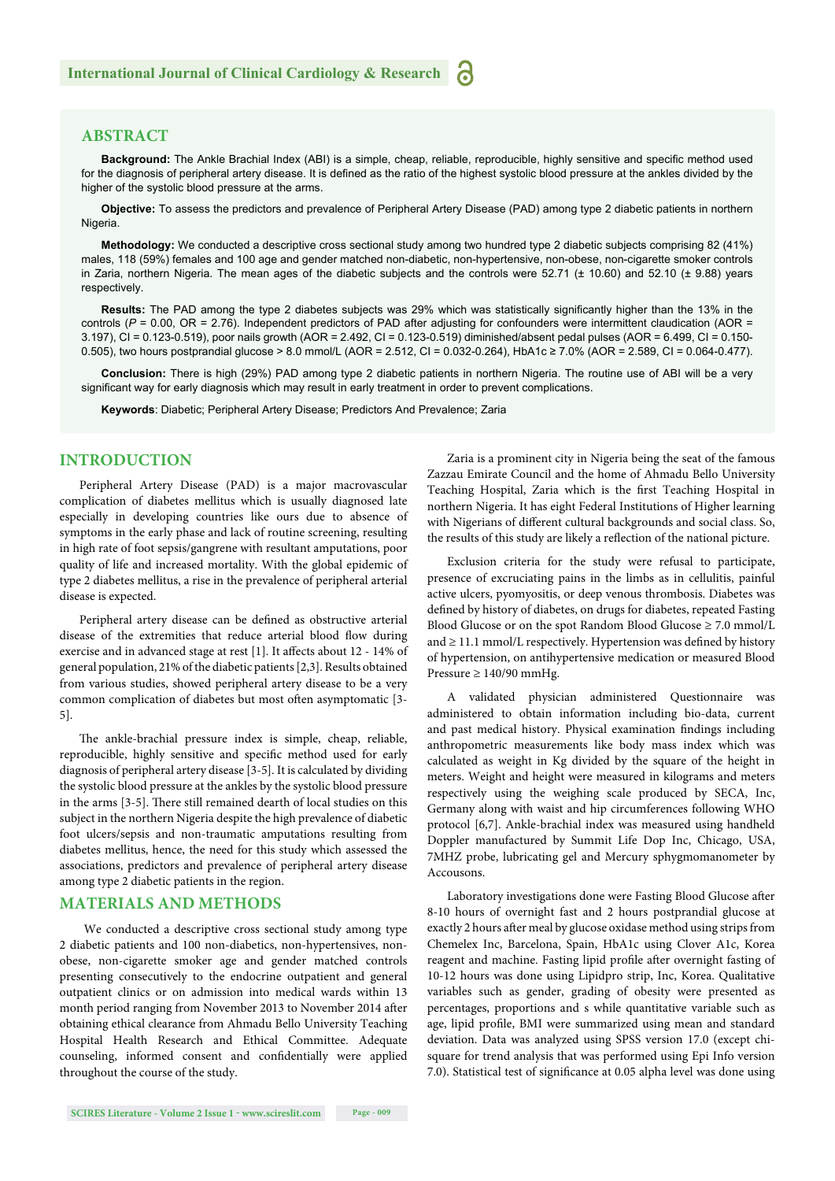## ABSTRACT

**Background:** The Ankle Brachial Index (ABI) is a simple, cheap, reliable, reproducible, highly sensitive and specific method used for the diagnosis of peripheral artery disease. It is defined as the ratio of the highest systolic blood pressure at the ankles divided by the higher of the systolic blood pressure at the arms.

**Objective:** To assess the predictors and prevalence of Peripheral Artery Disease (PAD) among type 2 diabetic patients in northern Nigeria.

**Methodology:** We conducted a descriptive cross sectional study among two hundred type 2 diabetic subjects comprising 82 (41%) males, 118 (59%) females and 100 age and gender matched non-diabetic, non-hypertensive, non-obese, non-cigarette smoker controls in Zaria, northern Nigeria. The mean ages of the diabetic subjects and the controls were 52.71 (± 10.60) and 52.10 (± 9.88) years respectively.

**Results:** The PAD among the type 2 diabetes subjects was 29% which was statistically significantly higher than the 13% in the controls (*P* = 0.00, OR = 2.76). Independent predictors of PAD after adjusting for confounders were intermittent claudication (AOR = 3.197), CI = 0.123-0.519), poor nails growth (AOR = 2.492, CI = 0.123-0.519) diminished/absent pedal pulses (AOR = 6.499, CI = 0.150-0.505), two hours postprandial glucose > 8.0 mmol/L (AOR = 2.512, CI = 0.032-0.264), HbA1c ≥ 7.0% (AOR = 2.589, CI = 0.064-0.477).

**Conclusion:** There is high (29%) PAD among type 2 diabetic patients in northern Nigeria. The routine use of ABI will be a very significant way for early diagnosis which may result in early treatment in order to prevent complications.

**Keywords**: Diabetic; Peripheral Artery Disease; Predictors And Prevalence; Zaria

## INTRODUCTION

Peripheral Artery Disease (PAD) is a major macrovascular complication of diabetes mellitus which is usually diagnosed late especially in developing countries like ours due to absence of symptoms in the early phase and lack of routine screening, resulting in high rate of foot sepsis/gangrene with resultant amputations, poor quality of life and increased mortality. With the global epidemic of type 2 diabetes mellitus, a rise in the prevalence of peripheral arterial disease is expected.

Peripheral artery disease can be defined as obstructive arterial disease of the extremities that reduce arterial blood flow during exercise and in advanced stage at rest [1]. It affects about 12 - 14% of general population, 21% of the diabetic patients [2,3]. Results obtained from various studies, showed peripheral artery disease to be a very common complication of diabetes but most often asymptomatic [3-5].

The ankle-brachial pressure index is simple, cheap, reliable, reproducible, highly sensitive and specific method used for early diagnosis of peripheral artery disease [3-5]. It is calculated by dividing the systolic blood pressure at the ankles by the systolic blood pressure in the arms [3-5]. There still remained dearth of local studies on this subject in the northern Nigeria despite the high prevalence of diabetic foot ulcers/sepsis and non-traumatic amputations resulting from diabetes mellitus, hence, the need for this study which assessed the associations, predictors and prevalence of peripheral artery disease among type 2 diabetic patients in the region.

## MATERIALS AND METHODS

We conducted a descriptive cross sectional study among type 2 diabetic patients and 100 non-diabetics, non-hypertensives, non-obese, non-cigarette smoker age and gender matched controls presenting consecutively to the endocrine outpatient and general outpatient clinics or on admission into medical wards within 13 month period ranging from November 2013 to November 2014 after obtaining ethical clearance from Ahmadu Bello University Teaching Hospital Health Research and Ethical Committee. Adequate counseling, informed consent and confidentially were applied throughout the course of the study.

Zaria is a prominent city in Nigeria being the seat of the famous Zazzau Emirate Council and the home of Ahmadu Bello University Teaching Hospital, Zaria which is the first Teaching Hospital in northern Nigeria. It has eight Federal Institutions of Higher learning with Nigerians of different cultural backgrounds and social class. So, the results of this study are likely a reflection of the national picture.

Exclusion criteria for the study were refusal to participate, presence of excruciating pains in the limbs as in cellulitis, painful active ulcers, pyomyositis, or deep venous thrombosis. Diabetes was defined by history of diabetes, on drugs for diabetes, repeated Fasting Blood Glucose or on the spot Random Blood Glucose ≥ 7.0 mmol/L and ≥ 11.1 mmol/L respectively. Hypertension was defined by history of hypertension, on antihypertensive medication or measured Blood Pressure ≥ 140/90 mmHg.

A validated physician administered Questionnaire was administered to obtain information including bio-data, current and past medical history. Physical examination findings including anthropometric measurements like body mass index which was calculated as weight in Kg divided by the square of the height in meters. Weight and height were measured in kilograms and meters respectively using the weighing scale produced by SECA, Inc, Germany along with waist and hip circumferences following WHO protocol [6,7]. Ankle-brachial index was measured using handheld Doppler manufactured by Summit Life Dop Inc, Chicago, USA, 7MHZ probe, lubricating gel and Mercury sphygmomanometer by Accousons.

Laboratory investigations done were Fasting Blood Glucose after 8-10 hours of overnight fast and 2 hours postprandial glucose at exactly 2 hours after meal by glucose oxidase method using strips from Chemelex Inc, Barcelona, Spain, HbA1c using Clover A1c, Korea reagent and machine. Fasting lipid profile after overnight fasting of 10-12 hours was done using Lipidpro strip, Inc, Korea. Qualitative variables such as gender, grading of obesity were presented as percentages, proportions and s while quantitative variable such as age, lipid profile, BMI were summarized using mean and standard deviation. Data was analyzed using SPSS version 17.0 (except chi-square for trend analysis that was performed using Epi Info version 7.0). Statistical test of significance at 0.05 alpha level was done using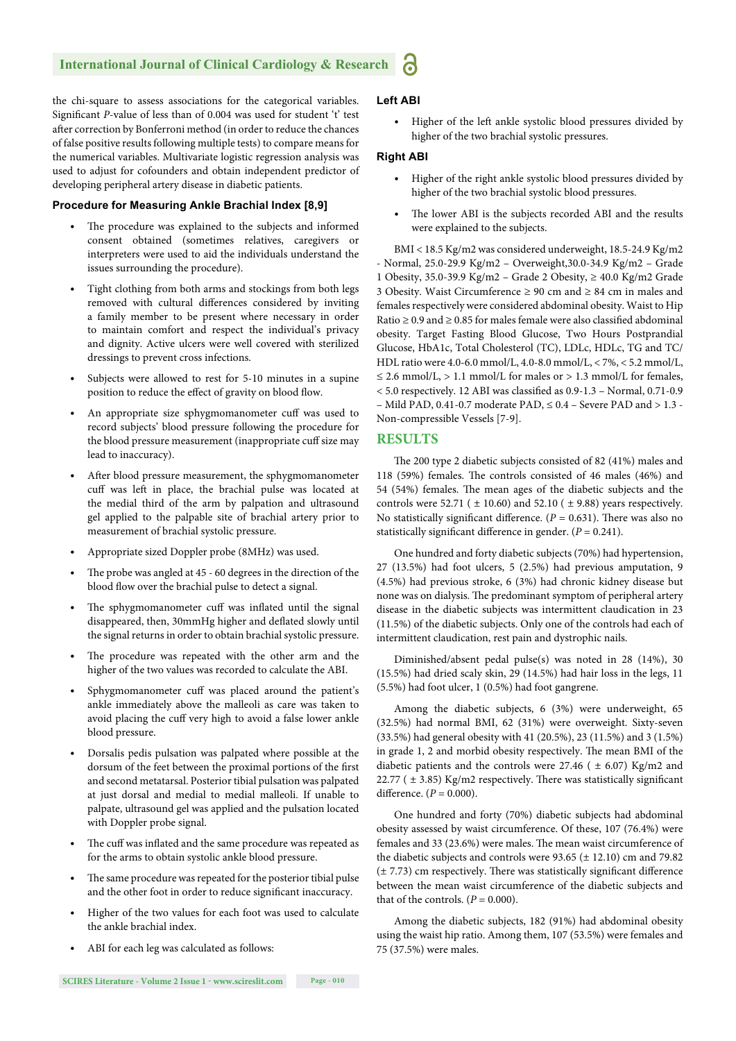the chi-square to assess associations for the categorical variables. Significant *P*-value of less than of 0.004 was used for student 't' test after correction by Bonferroni method (in order to reduce the chances of false positive results following multiple tests) to compare means for the numerical variables. Multivariate logistic regression analysis was used to adjust for cofounders and obtain independent predictor of developing peripheral artery disease in diabetic patients.

#### Procedure for Measuring Ankle Brachial Index [8,9]

- The procedure was explained to the subjects and informed consent obtained (sometimes relatives, caregivers or interpreters were used to aid the individuals understand the issues surrounding the procedure).
- Tight clothing from both arms and stockings from both legs removed with cultural differences considered by inviting a family member to be present where necessary in order to maintain comfort and respect the individual's privacy and dignity. Active ulcers were well covered with sterilized dressings to prevent cross infections.
- Subjects were allowed to rest for 5-10 minutes in a supine position to reduce the effect of gravity on blood flow.
- An appropriate size sphygmomanometer cuff was used to record subjects' blood pressure following the procedure for the blood pressure measurement (inappropriate cuff size may lead to inaccuracy).
- After blood pressure measurement, the sphygmomanometer cuff was left in place, the brachial pulse was located at the medial third of the arm by palpation and ultrasound gel applied to the palpable site of brachial artery prior to measurement of brachial systolic pressure.
- Appropriate sized Doppler probe (8MHz) was used.
- The probe was angled at 45 - 60 degrees in the direction of the blood flow over the brachial pulse to detect a signal.
- The sphygmomanometer cuff was inflated until the signal disappeared, then, 30mmHg higher and deflated slowly until the signal returns in order to obtain brachial systolic pressure.
- The procedure was repeated with the other arm and the higher of the two values was recorded to calculate the ABI.
- Sphygmomanometer cuff was placed around the patient's ankle immediately above the malleoli as care was taken to avoid placing the cuff very high to avoid a false lower ankle blood pressure.
- Dorsalis pedis pulsation was palpated where possible at the dorsum of the feet between the proximal portions of the first and second metatarsal. Posterior tibial pulsation was palpated at just dorsal and medial to medial malleoli. If unable to palpate, ultrasound gel was applied and the pulsation located with Doppler probe signal.
- The cuff was inflated and the same procedure was repeated as for the arms to obtain systolic ankle blood pressure.
- The same procedure was repeated for the posterior tibial pulse and the other foot in order to reduce significant inaccuracy.
- Higher of the two values for each foot was used to calculate the ankle brachial index.
- ABI for each leg was calculated as follows:

#### Left ABI

- Higher of the left ankle systolic blood pressures divided by higher of the two brachial systolic pressures.

#### Right ABI

- Higher of the right ankle systolic blood pressures divided by higher of the two brachial systolic blood pressures.
- The lower ABI is the subjects recorded ABI and the results were explained to the subjects.

BMI < 18.5 Kg/m2 was considered underweight, 18.5-24.9 Kg/m2 - Normal, 25.0-29.9 Kg/m2 – Overweight,30.0-34.9 Kg/m2 – Grade 1 Obesity, 35.0-39.9 Kg/m2 – Grade 2 Obesity, ≥ 40.0 Kg/m2 Grade 3 Obesity. Waist Circumference ≥ 90 cm and ≥ 84 cm in males and females respectively were considered abdominal obesity. Waist to Hip Ratio ≥ 0.9 and ≥ 0.85 for males female were also classified abdominal obesity. Target Fasting Blood Glucose, Two Hours Postprandial Glucose, HbA1c, Total Cholesterol (TC), LDLc, HDLc, TG and TC/HDL ratio were 4.0-6.0 mmol/L, 4.0-8.0 mmol/L, < 7%, < 5.2 mmol/L, ≤ 2.6 mmol/L, > 1.1 mmol/L for males or > 1.3 mmol/L for females, < 5.0 respectively. 12 ABI was classified as 0.9-1.3 – Normal, 0.71-0.9 – Mild PAD, 0.41-0.7 moderate PAD, ≤ 0.4 – Severe PAD and > 1.3 - Non-compressible Vessels [7-9].

## RESULTS

The 200 type 2 diabetic subjects consisted of 82 (41%) males and 118 (59%) females. The controls consisted of 46 males (46%) and 54 (54%) females. The mean ages of the diabetic subjects and the controls were 52.71 ( ± 10.60) and 52.10 ( ± 9.88) years respectively. No statistically significant difference. (*P* = 0.631). There was also no statistically significant difference in gender. (*P* = 0.241).

One hundred and forty diabetic subjects (70%) had hypertension, 27 (13.5%) had foot ulcers, 5 (2.5%) had previous amputation, 9 (4.5%) had previous stroke, 6 (3%) had chronic kidney disease but none was on dialysis. The predominant symptom of peripheral artery disease in the diabetic subjects was intermittent claudication in 23 (11.5%) of the diabetic subjects. Only one of the controls had each of intermittent claudication, rest pain and dystrophic nails.

Diminished/absent pedal pulse(s) was noted in 28 (14%), 30 (15.5%) had dried scaly skin, 29 (14.5%) had hair loss in the legs, 11 (5.5%) had foot ulcer, 1 (0.5%) had foot gangrene.

Among the diabetic subjects, 6 (3%) were underweight, 65 (32.5%) had normal BMI, 62 (31%) were overweight. Sixty-seven (33.5%) had general obesity with 41 (20.5%), 23 (11.5%) and 3 (1.5%) in grade 1, 2 and morbid obesity respectively. The mean BMI of the diabetic patients and the controls were 27.46 ( ± 6.07) Kg/m2 and 22.77 ( ± 3.85) Kg/m2 respectively. There was statistically significant difference. (*P* = 0.000).

One hundred and forty (70%) diabetic subjects had abdominal obesity assessed by waist circumference. Of these, 107 (76.4%) were females and 33 (23.6%) were males. The mean waist circumference of the diabetic subjects and controls were 93.65 (± 12.10) cm and 79.82 (± 7.73) cm respectively. There was statistically significant difference between the mean waist circumference of the diabetic subjects and that of the controls. (*P* = 0.000).

Among the diabetic subjects, 182 (91%) had abdominal obesity using the waist hip ratio. Among them, 107 (53.5%) were females and 75 (37.5%) were males.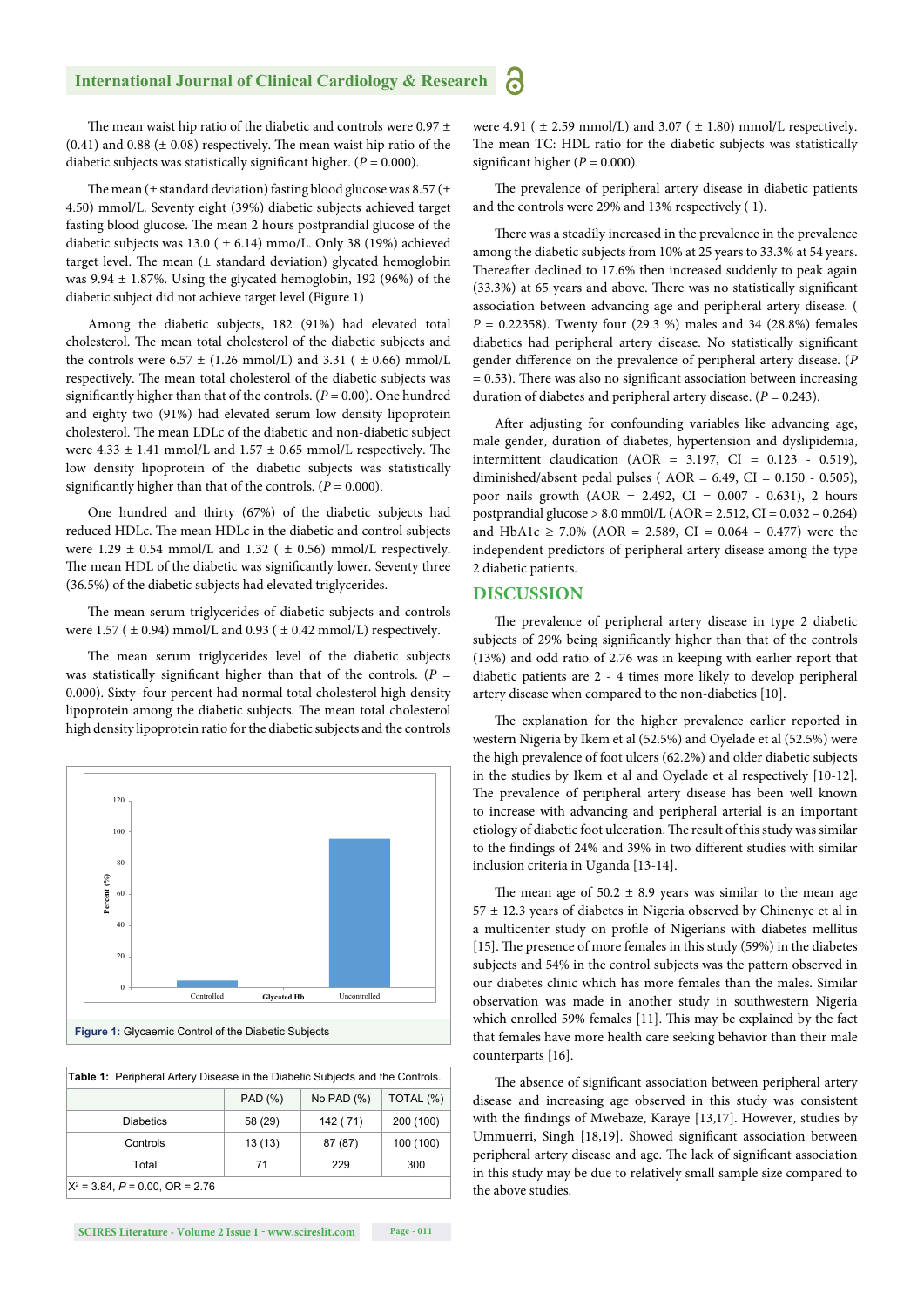The mean waist hip ratio of the diabetic and controls were 0.97 ± (0.41) and 0.88 (± 0.08) respectively. The mean waist hip ratio of the diabetic subjects was statistically significant higher. ($P$ = 0.000).

The mean (± standard deviation) fasting blood glucose was 8.57 (± 4.50) mmol/L. Seventy eight (39%) diabetic subjects achieved target fasting blood glucose. The mean 2 hours postprandial glucose of the diabetic subjects was 13.0 ( ± 6.14) mmo/L. Only 38 (19%) achieved target level. The mean (± standard deviation) glycated hemoglobin was 9.94 ± 1.87%. Using the glycated hemoglobin, 192 (96%) of the diabetic subject did not achieve target level (Figure 1)

Among the diabetic subjects, 182 (91%) had elevated total cholesterol. The mean total cholesterol of the diabetic subjects and the controls were 6.57 ± (1.26 mmol/L) and 3.31 ( ± 0.66) mmol/L respectively. The mean total cholesterol of the diabetic subjects was significantly higher than that of the controls. ($P$ = 0.00). One hundred and eighty two (91%) had elevated serum low density lipoprotein cholesterol. The mean LDLc of the diabetic and non-diabetic subject were 4.33 ± 1.41 mmol/L and 1.57 ± 0.65 mmol/L respectively. The low density lipoprotein of the diabetic subjects was statistically significantly higher than that of the controls. ($P$ = 0.000).

One hundred and thirty (67%) of the diabetic subjects had reduced HDLc. The mean HDLc in the diabetic and control subjects were 1.29 ± 0.54 mmol/L and 1.32 ( ± 0.56) mmol/L respectively. The mean HDL of the diabetic was significantly lower. Seventy three (36.5%) of the diabetic subjects had elevated triglycerides.

The mean serum triglycerides of diabetic subjects and controls were 1.57 ( ± 0.94) mmol/L and 0.93 ( ± 0.42 mmol/L) respectively.

The mean serum triglycerides level of the diabetic subjects was statistically significant higher than that of the controls. ($P$ = 0.000). Sixty–four percent had normal total cholesterol high density lipoprotein among the diabetic subjects. The mean total cholesterol high density lipoprotein ratio for the diabetic subjects and the controls were 4.91 ( ± 2.59 mmol/L) and 3.07 ( ± 1.80) mmol/L respectively. The mean TC: HDL ratio for the diabetic subjects was statistically significant higher ($P$ = 0.000).

**Figure 1:** Glycaemic Control of the Diabetic Subjects

**Table 1:** Peripheral Artery Disease in the Diabetic Subjects and the Controls.

| | PAD (%) | No PAD (%) | TOTAL (%) |
|---|---|---|---|
| Diabetics | 58 (29) | 142 ( 71) | 200 (100) |
| Controls | 13 (13) | 87 (87) | 100 (100) |
| Total | 71 | 229 | 300 |

$X^2$ = 3.84, $P$ = 0.00, OR = 2.76

The prevalence of peripheral artery disease in diabetic patients and the controls were 29% and 13% respectively ( 1).

There was a steadily increased in the prevalence in the prevalence among the diabetic subjects from 10% at 25 years to 33.3% at 54 years. Thereafter declined to 17.6% then increased suddenly to peak again (33.3%) at 65 years and above. There was no statistically significant association between advancing age and peripheral artery disease. ( $P$ = 0.22358). Twenty four (29.3 %) males and 34 (28.8%) females diabetics had peripheral artery disease. No statistically significant gender difference on the prevalence of peripheral artery disease. ($P$ = 0.53). There was also no significant association between increasing duration of diabetes and peripheral artery disease. ($P$ = 0.243).

After adjusting for confounding variables like advancing age, male gender, duration of diabetes, hypertension and dyslipidemia, intermittent claudication (AOR = 3.197, CI = 0.123 - 0.519), diminished/absent pedal pulses ( AOR = 6.49, CI = 0.150 - 0.505), poor nails growth (AOR = 2.492, CI = 0.007 - 0.631), 2 hours postprandial glucose > 8.0 mm0l/L (AOR = 2.512, CI = 0.032 – 0.264) and HbA1c ≥ 7.0% (AOR = 2.589, CI = 0.064 – 0.477) were the independent predictors of peripheral artery disease among the type 2 diabetic patients.

## DISCUSSION

The prevalence of peripheral artery disease in type 2 diabetic subjects of 29% being significantly higher than that of the controls (13%) and odd ratio of 2.76 was in keeping with earlier report that diabetic patients are 2 - 4 times more likely to develop peripheral artery disease when compared to the non-diabetics [10].

The explanation for the higher prevalence earlier reported in western Nigeria by Ikem et al (52.5%) and Oyelade et al (52.5%) were the high prevalence of foot ulcers (62.2%) and older diabetic subjects in the studies by Ikem et al and Oyelade et al respectively [10-12]. The prevalence of peripheral artery disease has been well known to increase with advancing and peripheral arterial is an important etiology of diabetic foot ulceration. The result of this study was similar to the findings of 24% and 39% in two different studies with similar inclusion criteria in Uganda [13-14].

The mean age of 50.2 ± 8.9 years was similar to the mean age 57 ± 12.3 years of diabetes in Nigeria observed by Chinenye et al in a multicenter study on profile of Nigerians with diabetes mellitus [15]. The presence of more females in this study (59%) in the diabetes subjects and 54% in the control subjects was the pattern observed in our diabetes clinic which has more females than the males. Similar observation was made in another study in southwestern Nigeria which enrolled 59% females [11]. This may be explained by the fact that females have more health care seeking behavior than their male counterparts [16].

The absence of significant association between peripheral artery disease and increasing age observed in this study was consistent with the findings of Mwebaze, Karaye [13,17]. However, studies by Ummuerri, Singh [18,19]. Showed significant association between peripheral artery disease and age. The lack of significant association in this study may be due to relatively small sample size compared to the above studies.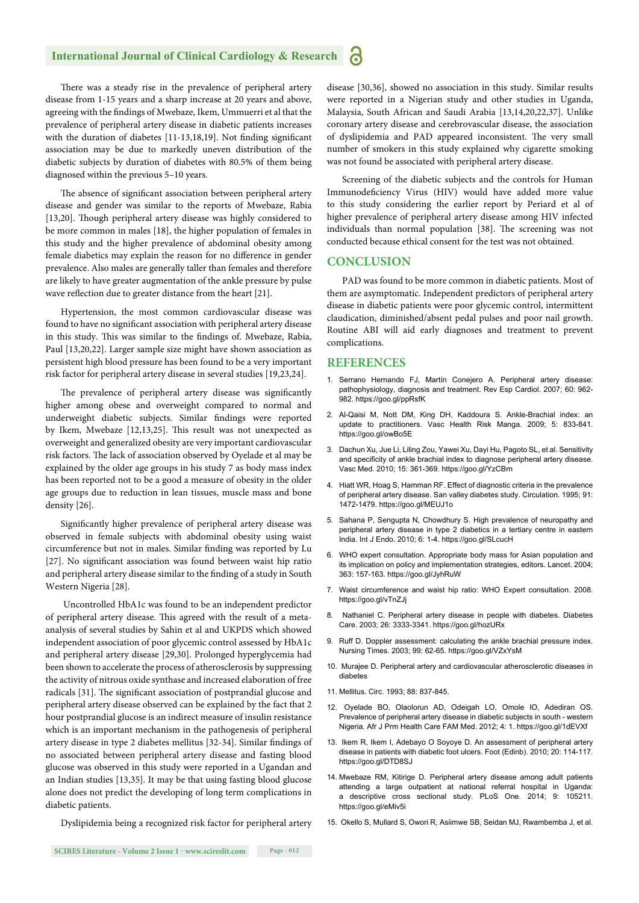There was a steady rise in the prevalence of peripheral artery disease from 1-15 years and a sharp increase at 20 years and above, agreeing with the findings of Mwebaze, Ikem, Ummuerri et al that the prevalence of peripheral artery disease in diabetic patients increases with the duration of diabetes [11-13,18,19]. Not finding significant association may be due to markedly uneven distribution of the diabetic subjects by duration of diabetes with 80.5% of them being diagnosed within the previous 5–10 years.

The absence of significant association between peripheral artery disease and gender was similar to the reports of Mwebaze, Rabia [13,20]. Though peripheral artery disease was highly considered to be more common in males [18], the higher population of females in this study and the higher prevalence of abdominal obesity among female diabetics may explain the reason for no difference in gender prevalence. Also males are generally taller than females and therefore are likely to have greater augmentation of the ankle pressure by pulse wave reflection due to greater distance from the heart [21].

Hypertension, the most common cardiovascular disease was found to have no significant association with peripheral artery disease in this study. This was similar to the findings of. Mwebaze, Rabia, Paul [13,20,22]. Larger sample size might have shown association as persistent high blood pressure has been found to be a very important risk factor for peripheral artery disease in several studies [19,23,24].

The prevalence of peripheral artery disease was significantly higher among obese and overweight compared to normal and underweight diabetic subjects. Similar findings were reported by Ikem, Mwebaze [12,13,25]. This result was not unexpected as overweight and generalized obesity are very important cardiovascular risk factors. The lack of association observed by Oyelade et al may be explained by the older age groups in his study 7 as body mass index has been reported not to be a good a measure of obesity in the older age groups due to reduction in lean tissues, muscle mass and bone density [26].

Significantly higher prevalence of peripheral artery disease was observed in female subjects with abdominal obesity using waist circumference but not in males. Similar finding was reported by Lu [27]. No significant association was found between waist hip ratio and peripheral artery disease similar to the finding of a study in South Western Nigeria [28].

Uncontrolled HbA1c was found to be an independent predictor of peripheral artery disease. This agreed with the result of a meta-analysis of several studies by Sahin et al and UKPDS which showed independent association of poor glycemic control assessed by HbA1c and peripheral artery disease [29,30]. Prolonged hyperglycemia had been shown to accelerate the process of atherosclerosis by suppressing the activity of nitrous oxide synthase and increased elaboration of free radicals [31]. The significant association of postprandial glucose and peripheral artery disease observed can be explained by the fact that 2 hour postprandial glucose is an indirect measure of insulin resistance which is an important mechanism in the pathogenesis of peripheral artery disease in type 2 diabetes mellitus [32-34]. Similar findings of no associated between peripheral artery disease and fasting blood glucose was observed in this study were reported in a Ugandan and an Indian studies [13,35]. It may be that using fasting blood glucose alone does not predict the developing of long term complications in diabetic patients.

Dyslipidemia being a recognized risk factor for peripheral artery disease [30,36], showed no association in this study. Similar results were reported in a Nigerian study and other studies in Uganda, Malaysia, South African and Saudi Arabia [13,14,20,22,37]. Unlike coronary artery disease and cerebrovascular disease, the association of dyslipidemia and PAD appeared inconsistent. The very small number of smokers in this study explained why cigarette smoking was not found be associated with peripheral artery disease.

Screening of the diabetic subjects and the controls for Human Immunodeficiency Virus (HIV) would have added more value to this study considering the earlier report by Periard et al of higher prevalence of peripheral artery disease among HIV infected individuals than normal population [38]. The screening was not conducted because ethical consent for the test was not obtained.

## CONCLUSION

PAD was found to be more common in diabetic patients. Most of them are asymptomatic. Independent predictors of peripheral artery disease in diabetic patients were poor glycemic control, intermittent claudication, diminished/absent pedal pulses and poor nail growth. Routine ABI will aid early diagnoses and treatment to prevent complications.

## REFERENCES

1. Serrano Hernando FJ, Martín Conejero A. Peripheral artery disease: pathophysiology, diagnosis and treatment. Rev Esp Cardiol. 2007; 60: 962-982. https://goo.gl/ppRsfK
2. Al-Qaisi M, Nott DM, King DH, Kaddoura S. Ankle-Brachial index: an update to practitioners. Vasc Health Risk Manga. 2009; 5: 833-841. https://goo.gl/owBo5E
3. Dachun Xu, Jue Li, Liling Zou, Yawei Xu, Dayi Hu, Pagoto SL, et al. Sensitivity and specificity of ankle brachial index to diagnose peripheral artery disease. Vasc Med. 2010; 15: 361-369. https://goo.gl/YzCBrn
4. Hiatt WR, Hoag S, Hamman RF. Effect of diagnostic criteria in the prevalence of peripheral artery disease. San valley diabetes study. Circulation. 1995; 91: 1472-1479. https://goo.gl/MEUJ1o
5. Sahana P, Sengupta N, Chowdhury S. High prevalence of neuropathy and peripheral artery disease in type 2 diabetics in a tertiary centre in eastern India. Int J Endo. 2010; 6: 1-4. https://goo.gl/SLcucH
6. WHO expert consultation. Appropriate body mass for Asian population and its implication on policy and implementation strategies, editors. Lancet. 2004; 363: 157-163. https://goo.gl/JyhRuW
7. Waist circumference and waist hip ratio: WHO Expert consultation. 2008. https://goo.gl/vTnZJj
8. Nathaniel C. Peripheral artery disease in people with diabetes. Diabetes Care. 2003; 26: 3333-3341. https://goo.gl/hozURx
9. Ruff D. Doppler assessment: calculating the ankle brachial pressure index. Nursing Times. 2003; 99: 62-65. https://goo.gl/VZxYsM
10. Murajee D. Peripheral artery and cardiovascular atherosclerotic diseases in diabetes
11. Mellitus. Circ. 1993; 88: 837-845.
12. Oyelade BO, Olaolorun AD, Odeigah LO, Omole IO, Adediran OS. Prevalence of peripheral artery disease in diabetic subjects in south - western Nigeria. Afr J Prm Health Care FAM Med. 2012; 4: 1. https://goo.gl/1dEVXf
13. Ikem R, Ikem I, Adebayo O Soyoye D. An assessment of peripheral artery disease in patients with diabetic foot ulcers. Foot (Edinb). 2010; 20: 114-117. https://goo.gl/DTD8SJ
14. Mwebaze RM, Kitirige D. Peripheral artery disease among adult patients attending a large outpatient at national referral hospital in Uganda: a descriptive cross sectional study. PLoS One. 2014; 9: 105211. https://goo.gl/eMiv5i
15. Okello S, Mullard S, Owori R, Asiimwe SB, Seidan MJ, Rwambemba J, et al.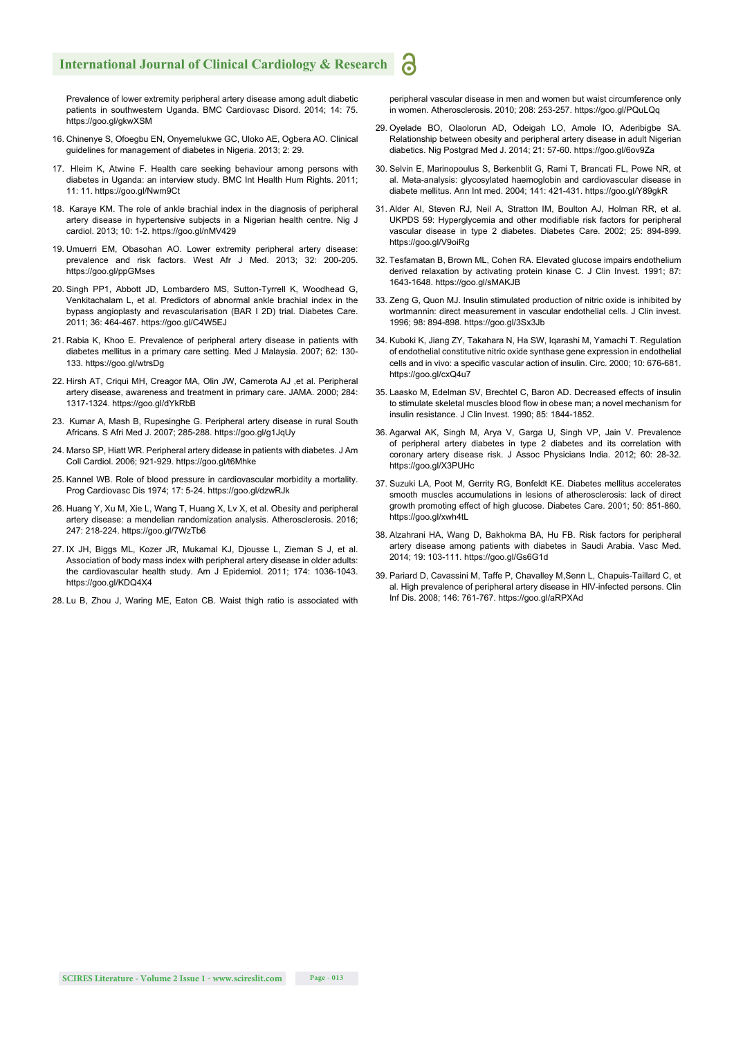Prevalence of lower extremity peripheral artery disease among adult diabetic patients in southwestern Uganda. BMC Cardiovasc Disord. 2014; 14: 75. https://goo.gl/gkwXSM

16. Chinenye S, Ofoegbu EN, Onyemelukwe GC, Uloko AE, Ogbera AO. Clinical guidelines for management of diabetes in Nigeria. 2013; 2: 29.

17. Hleim K, Atwine F. Health care seeking behaviour among persons with diabetes in Uganda: an interview study. BMC Int Health Hum Rights. 2011; 11: 11. https://goo.gl/Nwm9Ct

18. Karaye KM. The role of ankle brachial index in the diagnosis of peripheral artery disease in hypertensive subjects in a Nigerian health centre. Nig J cardiol. 2013; 10: 1-2. https://goo.gl/nMV429

19. Umuerri EM, Obasohan AO. Lower extremity peripheral artery disease: prevalence and risk factors. West Afr J Med. 2013; 32: 200-205. https://goo.gl/ppGMses

20. Singh PP1, Abbott JD, Lombardero MS, Sutton-Tyrrell K, Woodhead G, Venkitachalam L, et al. Predictors of abnormal ankle brachial index in the bypass angioplasty and revascularisation (BAR I 2D) trial. Diabetes Care. 2011; 36: 464-467. https://goo.gl/C4W5EJ

21. Rabia K, Khoo E. Prevalence of peripheral artery disease in patients with diabetes mellitus in a primary care setting. Med J Malaysia. 2007; 62: 130-133. https://goo.gl/wtrsDg

22. Hirsh AT, Criqui MH, Creagor MA, Olin JW, Camerota AJ ,et al. Peripheral artery disease, awareness and treatment in primary care. JAMA. 2000; 284: 1317-1324. https://goo.gl/dYkRbB

23. Kumar A, Mash B, Rupesinghe G. Peripheral artery disease in rural South Africans. S Afri Med J. 2007; 285-288. https://goo.gl/g1JqUy

24. Marso SP, Hiatt WR. Peripheral artery didease in patients with diabetes. J Am Coll Cardiol. 2006; 921-929. https://goo.gl/t6Mhke

25. Kannel WB. Role of blood pressure in cardiovascular morbidity a mortality. Prog Cardiovasc Dis 1974; 17: 5-24. https://goo.gl/dzwRJk

26. Huang Y, Xu M, Xie L, Wang T, Huang X, Lv X, et al. Obesity and peripheral artery disease: a mendelian randomization analysis. Atherosclerosis. 2016; 247: 218-224. https://goo.gl/7WzTb6

27. IX JH, Biggs ML, Kozer JR, Mukamal KJ, Djousse L, Zieman S J, et al. Association of body mass index with peripheral artery disease in older adults: the cardiovascular health study. Am J Epidemiol. 2011; 174: 1036-1043. https://goo.gl/KDQ4X4

28. Lu B, Zhou J, Waring ME, Eaton CB. Waist thigh ratio is associated with peripheral vascular disease in men and women but waist circumference only in women. Atherosclerosis. 2010; 208: 253-257. https://goo.gl/PQuLQq

29. Oyelade BO, Olaolorun AD, Odeigah LO, Amole IO, Aderibigbe SA. Relationship between obesity and peripheral artery disease in adult Nigerian diabetics. Nig Postgrad Med J. 2014; 21: 57-60. https://goo.gl/6ov9Za

30. Selvin E, Marinopoulus S, Berkenblit G, Rami T, Brancati FL, Powe NR, et al. Meta-analysis: glycosylated haemoglobin and cardiovascular disease in diabete mellitus. Ann Int med. 2004; 141: 421-431. https://goo.gl/Y89gkR

31. Alder AI, Steven RJ, Neil A, Stratton IM, Boulton AJ, Holman RR, et al. UKPDS 59: Hyperglycemia and other modifiable risk factors for peripheral vascular disease in type 2 diabetes. Diabetes Care. 2002; 25: 894-899. https://goo.gl/V9oiRg

32. Tesfamatan B, Brown ML, Cohen RA. Elevated glucose impairs endothelium derived relaxation by activating protein kinase C. J Clin Invest. 1991; 87: 1643-1648. https://goo.gl/sMAKJB

33. Zeng G, Quon MJ. Insulin stimulated production of nitric oxide is inhibited by wortmannin: direct measurement in vascular endothelial cells. J Clin invest. 1996; 98: 894-898. https://goo.gl/3Sx3Jb

34. Kuboki K, Jiang ZY, Takahara N, Ha SW, Iqarashi M, Yamachi T. Regulation of endothelial constitutive nitric oxide synthase gene expression in endothelial cells and in vivo: a specific vascular action of insulin. Circ. 2000; 10: 676-681. https://goo.gl/cxQ4u7

35. Laasko M, Edelman SV, Brechtel C, Baron AD. Decreased effects of insulin to stimulate skeletal muscles blood flow in obese man; a novel mechanism for insulin resistance. J Clin Invest. 1990; 85: 1844-1852.

36. Agarwal AK, Singh M, Arya V, Garga U, Singh VP, Jain V. Prevalence of peripheral artery diabetes in type 2 diabetes and its correlation with coronary artery disease risk. J Assoc Physicians India. 2012; 60: 28-32. https://goo.gl/X3PUHc

37. Suzuki LA, Poot M, Gerrity RG, Bonfeldt KE. Diabetes mellitus accelerates smooth muscles accumulations in lesions of atherosclerosis: lack of direct growth promoting effect of high glucose. Diabetes Care. 2001; 50: 851-860. https://goo.gl/xwh4tL

38. Alzahrani HA, Wang D, Bakhokma BA, Hu FB. Risk factors for peripheral artery disease among patients with diabetes in Saudi Arabia. Vasc Med. 2014; 19: 103-111. https://goo.gl/Gs6G1d

39. Pariard D, Cavassini M, Taffe P, Chavalley M,Senn L, Chapuis-Taillard C, et al. High prevalence of peripheral artery disease in HIV-infected persons. Clin Inf Dis. 2008; 146: 761-767. https://goo.gl/aRPXAd